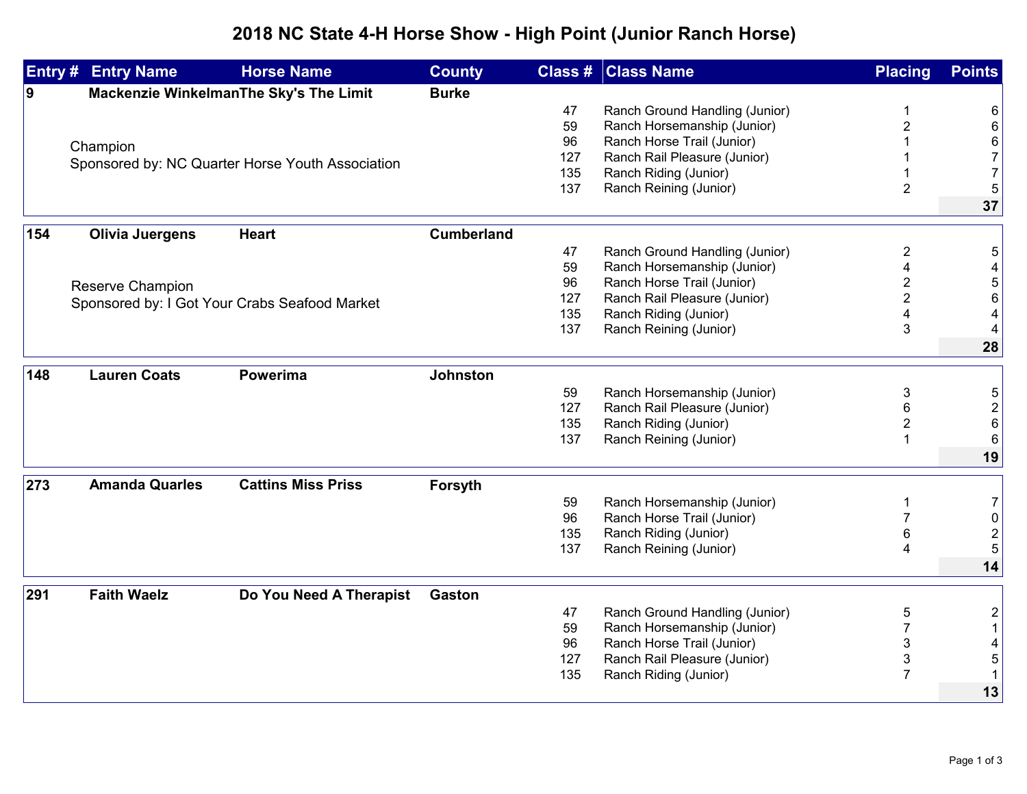# 2018 NC State 4-H Horse Show - High Point (Junior Ranch Horse)

| Entry # | Entry Name | Horse Name | County | Class # | Class Name | Placing | Points |
|---|---|---|---|---|---|---|---|
| 9 | Mackenzie Winkelman | The Sky's The Limit | Burke | | | | |
| | | | | 47 | Ranch Ground Handling (Junior) | 1 | 6 |
| | | | | 59 | Ranch Horsemanship (Junior) | 2 | 6 |
| | Champion | | | 96 | Ranch Horse Trail (Junior) | 1 | 6 |
| | Sponsored by: NC Quarter Horse Youth Association | | | 127 | Ranch Rail Pleasure (Junior) | 1 | 7 |
| | | | | 135 | Ranch Riding (Junior) | 1 | 7 |
| | | | | 137 | Ranch Reining (Junior) | 2 | 5 |
| | | | | | | | **37** |
| 154 | Olivia Juergens | Heart | Cumberland | | | | |
| | | | | 47 | Ranch Ground Handling (Junior) | 2 | 5 |
| | | | | 59 | Ranch Horsemanship (Junior) | 4 | 4 |
| | Reserve Champion | | | 96 | Ranch Horse Trail (Junior) | 2 | 5 |
| | Sponsored by: I Got Your Crabs Seafood Market | | | 127 | Ranch Rail Pleasure (Junior) | 2 | 6 |
| | | | | 135 | Ranch Riding (Junior) | 4 | 4 |
| | | | | 137 | Ranch Reining (Junior) | 3 | 4 |
| | | | | | | | **28** |
| 148 | Lauren Coats | Powerima | Johnston | | | | |
| | | | | 59 | Ranch Horsemanship (Junior) | 3 | 5 |
| | | | | 127 | Ranch Rail Pleasure (Junior) | 6 | 2 |
| | | | | 135 | Ranch Riding (Junior) | 2 | 6 |
| | | | | 137 | Ranch Reining (Junior) | 1 | 6 |
| | | | | | | | **19** |
| 273 | Amanda Quarles | Cattins Miss Priss | Forsyth | | | | |
| | | | | 59 | Ranch Horsemanship (Junior) | 1 | 7 |
| | | | | 96 | Ranch Horse Trail (Junior) | 7 | 0 |
| | | | | 135 | Ranch Riding (Junior) | 6 | 2 |
| | | | | 137 | Ranch Reining (Junior) | 4 | 5 |
| | | | | | | | **14** |
| 291 | Faith Waelz | Do You Need A Therapist | Gaston | | | | |
| | | | | 47 | Ranch Ground Handling (Junior) | 5 | 2 |
| | | | | 59 | Ranch Horsemanship (Junior) | 7 | 1 |
| | | | | 96 | Ranch Horse Trail (Junior) | 3 | 4 |
| | | | | 127 | Ranch Rail Pleasure (Junior) | 3 | 5 |
| | | | | 135 | Ranch Riding (Junior) | 7 | 1 |
| | | | | | | | **13** |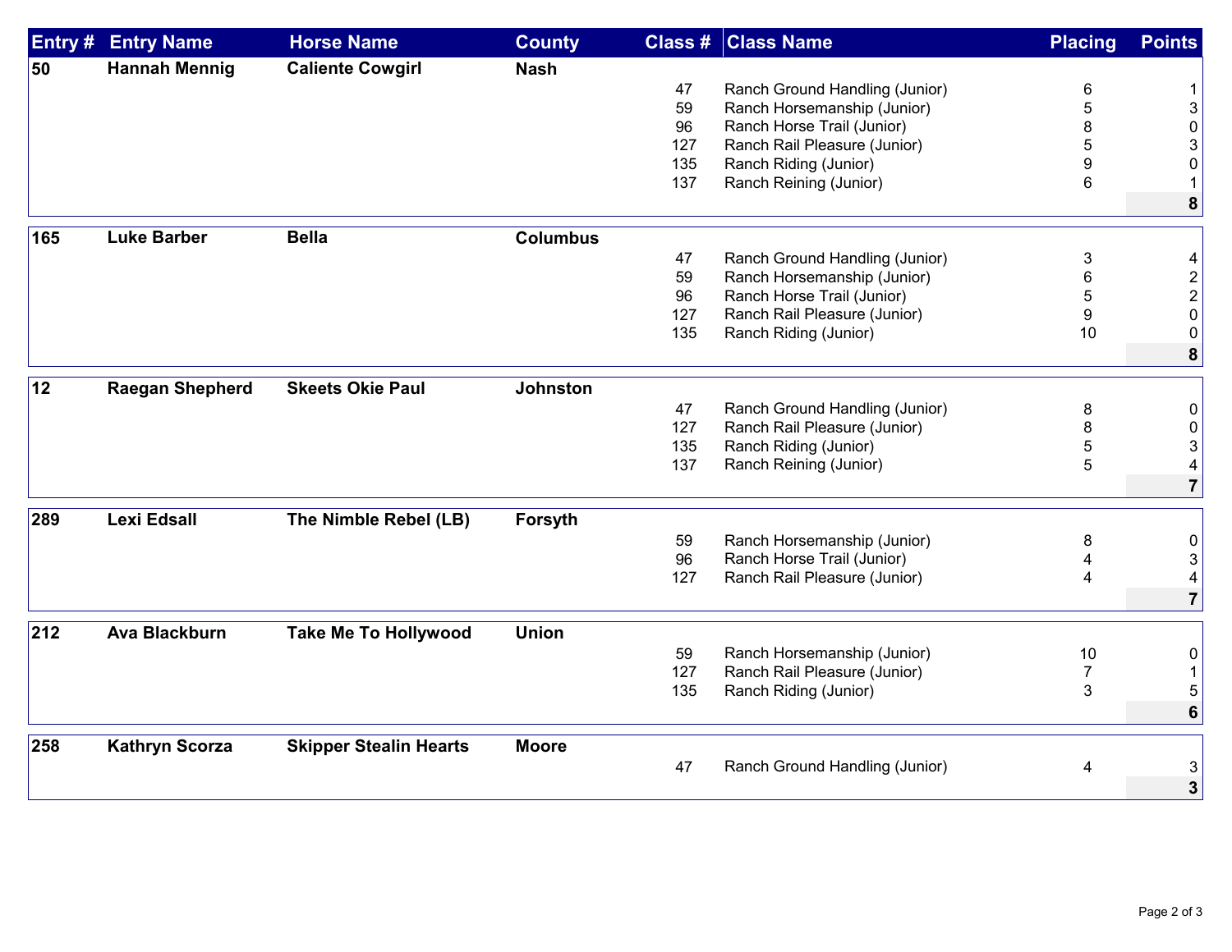| Entry # | Entry Name | Horse Name | County | Class # | Class Name | Placing | Points |
|---|---|---|---|---|---|---|---|
| **50** | **Hannah Mennig** | **Caliente Cowgirl** | **Nash** | | | | |
| | | | | 47 | Ranch Ground Handling (Junior) | 6 | 1 |
| | | | | 59 | Ranch Horsemanship (Junior) | 5 | 3 |
| | | | | 96 | Ranch Horse Trail (Junior) | 8 | 0 |
| | | | | 127 | Ranch Rail Pleasure (Junior) | 5 | 3 |
| | | | | 135 | Ranch Riding (Junior) | 9 | 0 |
| | | | | 137 | Ranch Reining (Junior) | 6 | 1 |
| | | | | | | | **8** |
| **165** | **Luke Barber** | **Bella** | **Columbus** | | | | |
| | | | | 47 | Ranch Ground Handling (Junior) | 3 | 4 |
| | | | | 59 | Ranch Horsemanship (Junior) | 6 | 2 |
| | | | | 96 | Ranch Horse Trail (Junior) | 5 | 2 |
| | | | | 127 | Ranch Rail Pleasure (Junior) | 9 | 0 |
| | | | | 135 | Ranch Riding (Junior) | 10 | 0 |
| | | | | | | | **8** |
| **12** | **Raegan Shepherd** | **Skeets Okie Paul** | **Johnston** | | | | |
| | | | | 47 | Ranch Ground Handling (Junior) | 8 | 0 |
| | | | | 127 | Ranch Rail Pleasure (Junior) | 8 | 0 |
| | | | | 135 | Ranch Riding (Junior) | 5 | 3 |
| | | | | 137 | Ranch Reining (Junior) | 5 | 4 |
| | | | | | | | **7** |
| **289** | **Lexi Edsall** | **The Nimble Rebel (LB)** | **Forsyth** | | | | |
| | | | | 59 | Ranch Horsemanship (Junior) | 8 | 0 |
| | | | | 96 | Ranch Horse Trail (Junior) | 4 | 3 |
| | | | | 127 | Ranch Rail Pleasure (Junior) | 4 | 4 |
| | | | | | | | **7** |
| **212** | **Ava Blackburn** | **Take Me To Hollywood** | **Union** | | | | |
| | | | | 59 | Ranch Horsemanship (Junior) | 10 | 0 |
| | | | | 127 | Ranch Rail Pleasure (Junior) | 7 | 1 |
| | | | | 135 | Ranch Riding (Junior) | 3 | 5 |
| | | | | | | | **6** |
| **258** | **Kathryn Scorza** | **Skipper Stealin Hearts** | **Moore** | | | | |
| | | | | 47 | Ranch Ground Handling (Junior) | 4 | 3 |
| | | | | | | | **3** |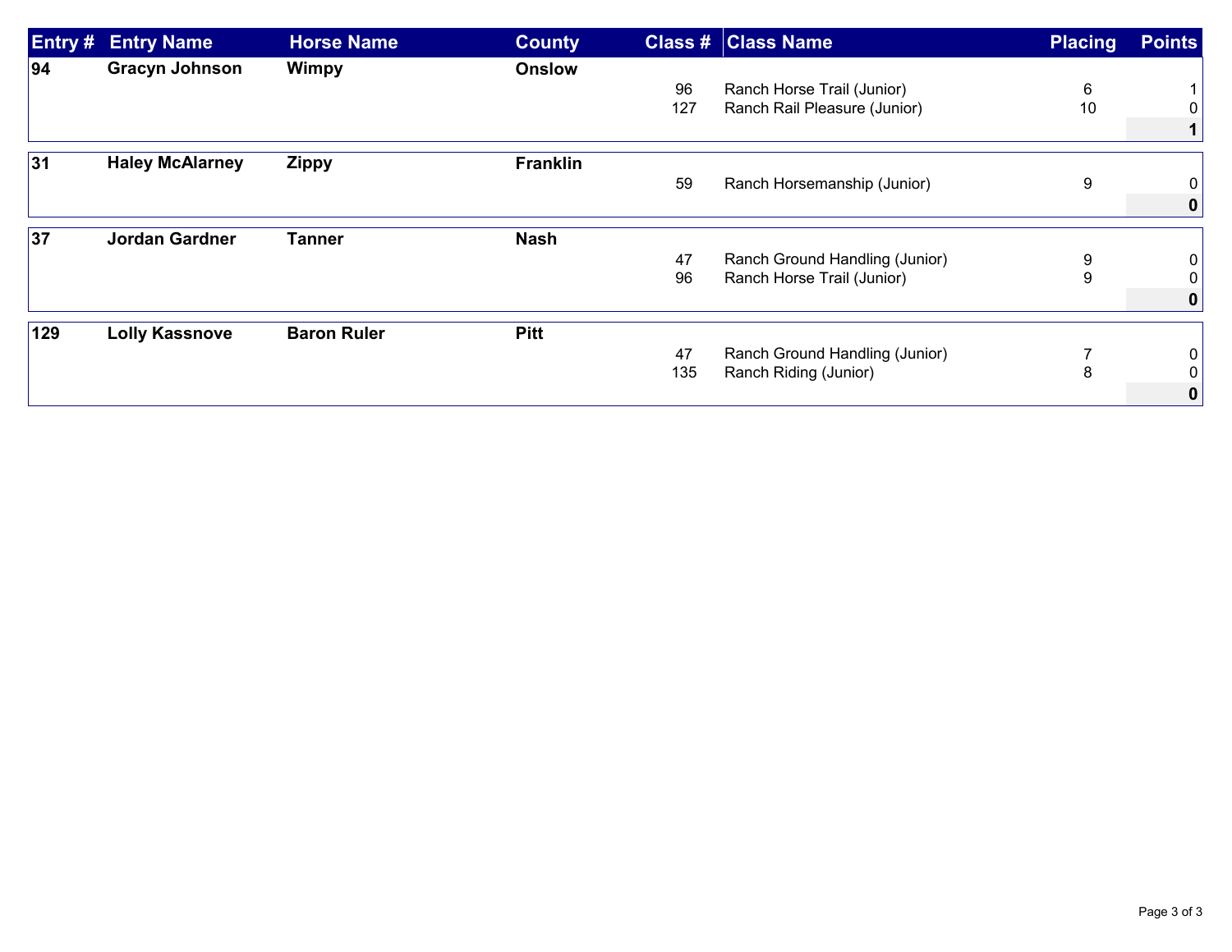| Entry # | Entry Name | Horse Name | County | Class # | Class Name | Placing | Points |
|---|---|---|---|---|---|---|---|
| 94 | Gracyn Johnson | Wimpy | Onslow | | | | |
| | | | | 96 | Ranch Horse Trail (Junior) | 6 | 1 |
| | | | | 127 | Ranch Rail Pleasure (Junior) | 10 | 0 |
| | | | | | | | **1** |
| 31 | Haley McAlarney | Zippy | Franklin | | | | |
| | | | | 59 | Ranch Horsemanship (Junior) | 9 | 0 |
| | | | | | | | **0** |
| 37 | Jordan Gardner | Tanner | Nash | | | | |
| | | | | 47 | Ranch Ground Handling (Junior) | 9 | 0 |
| | | | | 96 | Ranch Horse Trail (Junior) | 9 | 0 |
| | | | | | | | **0** |
| 129 | Lolly Kassnove | Baron Ruler | Pitt | | | | |
| | | | | 47 | Ranch Ground Handling (Junior) | 7 | 0 |
| | | | | 135 | Ranch Riding (Junior) | 8 | 0 |
| | | | | | | | **0** |